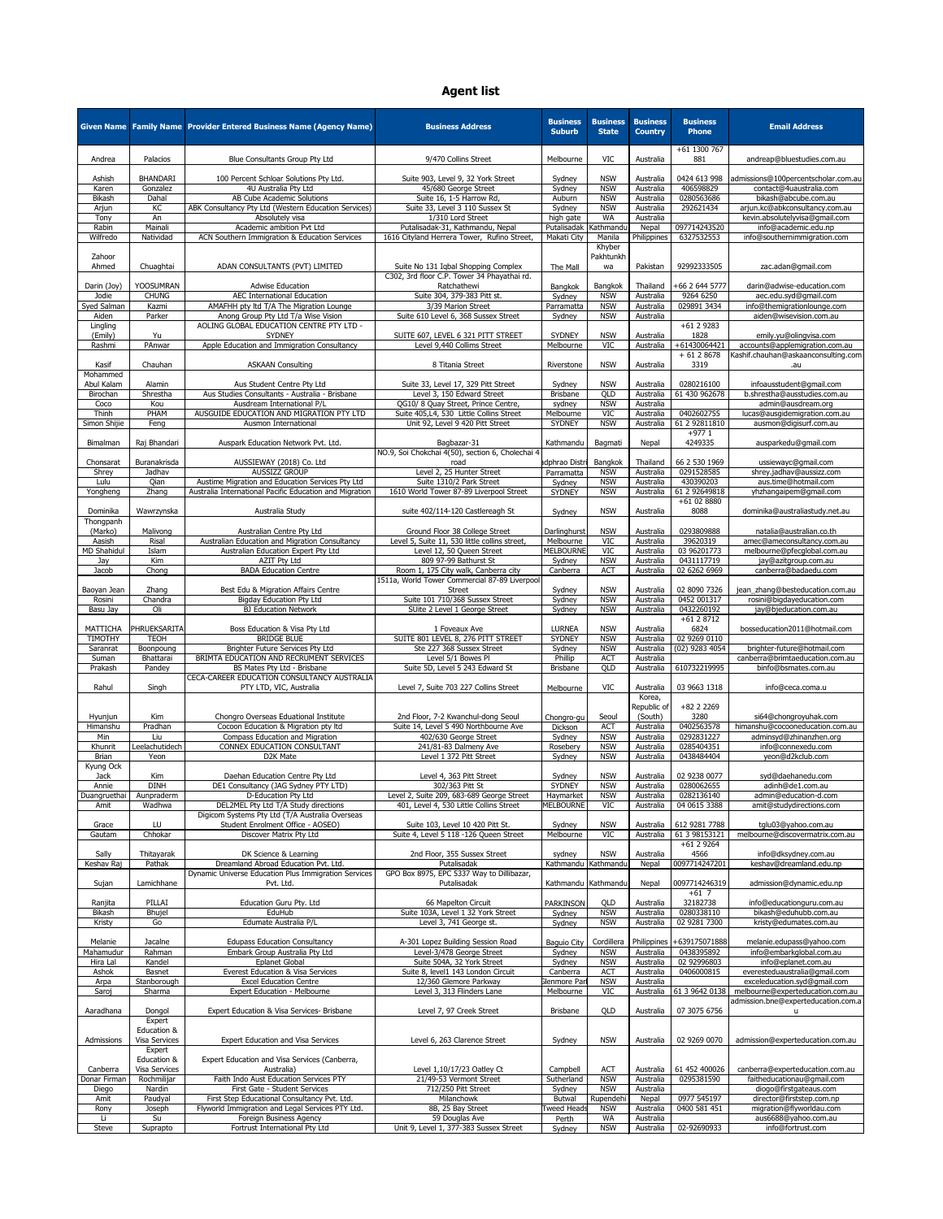# Agent list

| Given Name | Family Name | Provider Entered Business Name (Agency Name) | Business Address | Business Suburb | Business State | Business Country | Business Phone | Email Address |
|---|---|---|---|---|---|---|---|---|
| Andrea | Palacios | Blue Consultants Group Pty Ltd | 9/470 Collins Street | Melbourne | VIC | Australia | +61 1300 767 881 | andreap@bluestudies.com.au |
| Ashish | BHANDARI | 100 Percent Schloar Solutions Pty Ltd. | Suite 903, Level 9, 32 York Street | Sydney | NSW | Australia | 0424 613 998 | admissions@100percentscholar.com.au |
| Karen | Gonzalez | 4U Australia Pty Ltd | 45/680 George Street | Sydney | NSW | Australia | 406598829 | contact@4uaustralia.com |
| Bikash | Dahal | AB Cube Academic Solutions | Suite 16, 1-5 Harrow Rd, | Auburn | NSW | Australia | 0280563686 | bikash@abcube.com.au |
| Arjun | KC | ABK Consultancy Pty Ltd (Western Education Services) | Suite 33, Level 3 110 Sussex St | Sydney | NSW | Australia | 292621434 | arjun.kc@abkconsultancy.com.au |
| Tony | An | Absolutely visa | 1/310 Lord Street | high gate | WA | Australia | | kevin.absolutelyvisa@gmail.com |
| Rabin | Mainali | Academic ambition Pvt Ltd | Putalisadak-31, Kathmandu, Nepal | Putalisadak | Kathmandu | Nepal | 097714243520 | info@academic.edu.np |
| Wilfredo | Natividad | ACN Southern Immigration & Education Services | 1616 Cityland Herrera Tower, Rufino Street, | Makati City | Manila | Philippines | 6327532553 | info@southernimmigration.com |
| Zahoor Ahmed | Chuaghtai | ADAN CONSULTANTS (PVT) LIMITED | Suite No 131 Iqbal Shopping Complex | The Mall | Khyber Pakhtunkhwa | Pakistan | 92992333505 | zac.adan@gmail.com |
| Darin (Joy) | YOOSUMRAN | Adwise Education | C302, 3rd floor C.P. Tower 34 Phayathai rd. Ratchathewi | Bangkok | Bangkok | Thailand | +66 2 644 5777 | darin@adwise-education.com |
| Jodie | CHUNG | AEC International Education | Suite 304, 379-383 Pitt st. | Sydney | NSW | Australia | 9264 6250 | aec.edu.syd@gmail.com |
| Syed Salman | Kazmi | AMAFHH pty ltd T/A The Migration Lounge | 3/39 Marion Street | Parramatta | NSW | Australia | 029891 3434 | info@themigrationlounge.com |
| Aiden | Parker | Anong Group Pty Ltd T/a Wise Vision | Suite 610 Level 6, 368 Sussex Street | Sydney | NSW | Australia | | aiden@wisevision.com.au |
| Lingling (Emily) | Yu | AOLING GLOBAL EDUCATION CENTRE PTY LTD - SYDNEY | SUITE 607, LEVEL 6 321 PITT STREET | SYDNEY | NSW | Australia | +61 2 9283 1828 | emily.yu@olingvisa.com |
| Rashmi | PAnwar | Apple Education and Immigration Consultancy | Level 9,440 Collims Street | Melbourne | VIC | Australia | +61430064421 | accounts@applemigration.com.au |
| Kasif | Chauhan | ASKAAN Consulting | 8 Titania Street | Riverstone | NSW | Australia | + 61 2 8678 3319 | Kashif.chauhan@askaanconsulting.com.au |
| Mohammed Abul Kalam | Alamin | Aus Student Centre Pty Ltd | Suite 33, Level 17, 329 Pitt Street | Sydney | NSW | Australia | 0280216100 | infoausstudent@gmail.com |
| Birochan | Shrestha | Aus Studies Consultants - Australia - Brisbane | Level 3, 150 Edward Street | Brisbane | QLD | Australia | 61 430 962678 | b.shrestha@ausstudies.com.au |
| Coco | Kou | Ausdream International P/L | QG10/ 8 Quay Street, Prince Centre, | sydney | NSW | Australia | | admin@ausdream.org |
| Thinh | PHAM | AUSGUIDE EDUCATION AND MIGRATION PTY LTD | Suite 405,L4, 530 Little Collins Street | Melbourne | VIC | Australia | 0402602755 | lucas@ausgidemigration.com.au |
| Simon Shijie | Feng | Ausmon International | Unit 92, Level 9 420 Pitt Street | SYDNEY | NSW | Australia | 61 2 92811810 | ausmon@digisurf.com.au |
| Bimalman | Raj Bhandari | Auspark Education Network Pvt. Ltd. | Bagbazar-31 | Kathmandu | Bagmati | Nepal | +977 1 4249335 | ausparkedu@gmail.com |
| Chonsarat | Buranakrisda | AUSSIEWAY (2018) Co. Ltd | NO.9, Soi Chokchai 4(50), section 6, Cholechai 4 road | Ladphrao District | Bangkok | Thailand | 66 2 530 1969 | ussiewayc@gmail.com |
| Shrey | Jadhav | AUSSIZZ GROUP | Level 2, 25 Hunter Street | Parramatta | NSW | Australia | 0291528585 | shrey.jadhav@aussizz.com |
| Lulu | Qian | Austime Migration and Education Services Pty Ltd | Suite 1310/2 Park Street | Sydney | NSW | Australia | 430390203 | aus.time@hotmail.com |
| Yongheng | Zhang | Australia International Pacific Education and Migration | 1610 World Tower 87-89 Liverpool Street | SYDNEY | NSW | Australia | 61 2 92649818 | yhzhangaipem@gmail.com |
| Dominika | Wawrzynska | Australia Study | suite 402/114-120 Castlereagh St | Sydney | NSW | Australia | +61 02 8880 8088 | dominika@australiastudy.net.au |
| Thongpanh (Marko) | Malivong | Australian Centre Pty Ltd | Ground Floor 38 College Street | Darlinghurst | NSW | Australia | 0293809888 | natalia@australian.co.th |
| Aasish | Risal | Australian Education and Migration Consultancy | Level 5, Suite 11, 530 little collins street, | Melbourne | VIC | Australia | 39620319 | amec@ameconsultancy.com.au |
| MD Shahidul | Islam | Australian Education Expert Pty Ltd | Level 12, 50 Queen Street | MELBOURNE | VIC | Australia | 03 96201773 | melbourne@pfecglobal.com.au |
| Jay | Kim | AZIT Pty Ltd | 809 97-99 Bathurst St | Sydney | NSW | Australia | 0431117719 | jay@azitgroup.com.au |
| Jacob | Chong | BADA Education Centre | Room 1, 175 City walk, Canberra city | Canberra | ACT | Australia | 02 6262 6969 | canberra@badaedu.com |
| Baoyan Jean | Zhang | Best Edu & Migration Affairs Centre | 1511a, World Tower Commercial 87-89 Liverpool Street | Sydney | NSW | Australia | 02 8090 7326 | jean_zhang@besteducation.com.au |
| Rosini | Chandra | Bigday Education Pty Ltd | Suite 101 710/368 Sussex Street | Sydney | NSW | Australia | 0452 001317 | rosini@bigdayeducation.com |
| Basu Jay | Oli | BJ Education Network | SUite 2 Level 1 George Street | Sydney | NSW | Australia | 0432260192 | jay@bjeducation.com.au |
| MATTICHA | PHRUEKSARITA | Boss Education & Visa Pty Ltd | 1 Foveaux Ave | LURNEA | NSW | Australia | +61 2 8712 6824 | bosseducation2011@hotmail.com |
| TIMOTHY | TEOH | BRIDGE BLUE | SUITE 801 LEVEL 8, 276 PITT STREET | SYDNEY | NSW | Australia | 02 9269 0110 | |
| Saranrat | Boonpoung | Brighter Future Services Pty Ltd | Ste 227 368 Sussex Street | Sydney | NSW | Australia | (02) 9283 4054 | brighter-future@hotmail.com |
| Suman | Bhattarai | BRIMTA EDUCATION AND RECRUIMENT SERVICES | Level 5/1 Bowes Pl | Phillip | ACT | Australia | | canberra@brimtaeducation.com.au |
| Prakash | Pandey | BS Mates Pty Ltd - Brisbane | Suite 5D, Level 5 243 Edward St | Brisbane | QLD | Australia | 610732219995 | binfo@bsmates.com.au |
| Rahul | Singh | CECA-CAREER EDUCATION CONSULTANCY AUSTRALIA PTY LTD, VIC, Australia | Level 7, Suite 703 227 Collins Street | Melbourne | VIC | Australia | 03 9663 1318 | info@ceca.coma.u |
| Hyunjun | Kim | Chongro Overseas Eduational Institute | 2nd Floor, 7-2 Kwanchul-dong Seoul | Chongro-gu | Seoul | Korea, Republic of (South) | +82 2 2269 3280 | si64@chongroyuhak.com |
| Himanshu | Pradhan | Cocoon Education & Migration pty ltd | Suite 14, Level 5 490 Northbourne Ave | Dickson | ACT | Australia | 0402563578 | himanshu@cocooneducation.com.au |
| Min | Liu | Compass Education and Migration | 402/630 George Street | Sydney | NSW | Australia | 0292831227 | adminsyd@zhinanzhen.org |
| Khunrit | Leelachutidech | CONNEX EDUCATION CONSULTANT | 241/81-83 Dalmeny Ave | Rosebery | NSW | Australia | 0285404351 | info@connexedu.com |
| Brian | Yeon | D2K Mate | Level 1 372 Pitt Street | Sydney | NSW | Australia | 0438484404 | yeon@d2kclub.com |
| Kyung Ock Jack | Kim | Daehan Education Centre Pty Ltd | Level 4, 363 Pitt Street | Sydney | NSW | Australia | 02 9238 0077 | syd@daehanedu.com |
| Annie | DINH | DE1 Consultancy (JAG Sydney PTY LTD) | 302/363 Pitt St | SYDNEY | NSW | Australia | 0280062655 | adinh@de1.com.au |
| Duangruethai | Aunpraderm | D-Education Pty Ltd | Level 2, Suite 209, 683-689 George Street | Haymarket | NSW | Australia | 0282136140 | admin@education-d.com |
| Amit | Wadhwa | DEL2MEL Pty Ltd T/A Study directions | 401, Level 4, 530 Little Collins Street | MELBOURNE | VIC | Australia | 04 0615 3388 | amit@studydirections.com |
| Grace | LU | Digicom Systems Pty Ltd (T/A Australia Overseas Student Enrolment Office - AOSEO) | Suite 103, Level 10 420 Pitt St. | Sydney | NSW | Australia | 612 9281 7788 | tglu03@yahoo.com.au |
| Gautam | Chhokar | Discover Matrix Pty Ltd | Suite 4, Level 5 118 -126 Queen Street | Melbourne | VIC | Australia | 61 3 98153121 | melbourne@discovermatrix.com.au |
| Sally | Thitayarak | DK Science & Learning | 2nd Floor, 355 Sussex Street | sydney | NSW | Australia | +61 2 9264 4566 | info@dksydney.com.au |
| Keshav Raj | Pathak | Dreamland Abroad Education Pvt. Ltd. | Putalisadak | Kathmandu | Kathmandu | Nepal | 0097714247201 | keshav@dreamland.edu.np |
| Sujan | Lamichhane | Dynamic Universe Education Plus Immigration Services Pvt. Ltd. | GPO Box 8975, EPC 5337 Way to Dillibazar, Putalisadak | Kathmandu | Kathmandu | Nepal | 0097714246319 | admission@dynamic.edu.np |
| Ranjita | PILLAI | Education Guru Pty. Ltd | 66 Mapelton Circuit | PARKINSON | QLD | Australia | +61 7 32182738 | info@educationguru.com.au |
| Bikash | Bhujel | EduHub | Suite 103A, Level 1 32 York Street | Sydney | NSW | Australia | 0280338110 | bikash@eduhubb.com.au |
| Kristy | Go | Edumate Australia P/L | Level 3, 741 George st. | Sydney | NSW | Australia | 02 9281 7300 | kristy@edumates.com.au |
| Melanie | Jacalne | Edupass Education Consultancy | A-301 Lopez Building Session Road | Baguio City | Cordillera | Philippines | +639175071888 | melanie.edupass@yahoo.com |
| Mahamudur | Rahman | Embark Group Australia Pty Ltd | Level-3/478 George Street | Sydney | NSW | Australia | 0438395892 | info@embarkglobal.com.au |
| Hira Lal | Kandel | Eplanet Global | Suite 504A, 32 York Street | Sydney | NSW | Australia | 02 92996803 | info@eplanet.com.au |
| Ashok | Basnet | Everest Education & Visa Services | Suite 8, level1 143 London Circuit | Canberra | ACT | Australia | 0406000815 | everesteduaustralia@gmail.com |
| Arpa | Stanborough | Excel Education Centre | 12/360 Glenmore Parkway | Glenmore Park | NSW | Australia | | exceleducation.syd@gmail.com |
| Saroj | Sharma | Expert Education - Melbourne | Level 3, 313 Flinders Lane | Melbourne | VIC | Australia | 61 3 9642 0138 | melbourne@experteducation.com.au |
| Aaradhana | Dongol | Expert Education & Visa Services- Brisbane | Level 7, 97 Creek Street | Brisbane | QLD | Australia | 07 3075 6756 | admission.bne@experteducation.com.au |
| Admissions | Expert Education & Visa Services | Expert Education and Visa Services | Level 6, 263 Clarence Street | Sydney | NSW | Australia | 02 9269 0070 | admission@experteducation.com.au |
| Canberra | Expert Education & Visa Services | Expert Education and Visa Services (Canberra, Australia) | Level 1,10/17/23 Oatley Ct | Campbell | ACT | Australia | 61 452 400026 | canberra@experteducation.com.au |
| Donar Firman | Rochmilijar | Faith Indo Aust Education Services PTY | 21/49-53 Vermont Street | Sutherland | NSW | Australia | 0295381590 | faitheducationau@gmail.com |
| Diego | Nardin | First Gate - Student Services | 712/250 Pitt Street | Sydney | NSW | Australia | | diogo@firstgateaus.com |
| Amit | Paudyal | First Step Educational Consultancy Pvt. Ltd. | Milanchowk | Butwal | Rupendehi | Nepal | 0977 545197 | director@firststep.com.np |
| Rony | Joseph | Flyworld Immigration and Legal Services PTY Ltd. | 8B, 25 Bay Street | Tweed Heads | NSW | Australia | 0400 581 451 | migration@flyworldau.com |
| Li | Su | Foreign Business Agency | 59 Douglas Ave | Perth | WA | Australia | | aus6688@yahoo.com.au |
| Steve | Suprapto | Fortrust International Pty Ltd | Unit 9, Level 1, 377-383 Sussex Street | Sydney | NSW | Australia | 02-92690933 | info@fortrust.com |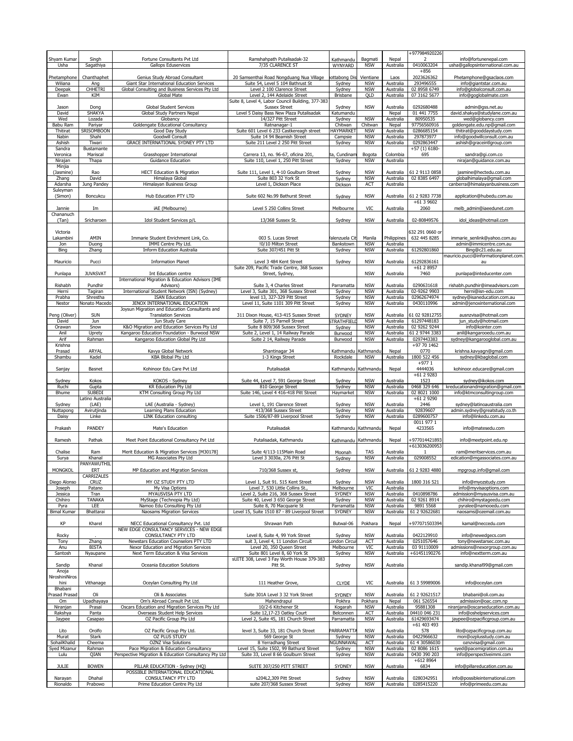| | | | | | | | | |
|---|---|---|---|---|---|---|---|---|
| Shyam Kumar | Singh | Fortune Consultants Pvt Ltd | Ramshahpath Putalisadak-32 | Kathmandu | Bagmati | Nepal | +9779849202262 | info@fortunenepal.com |
| Usha | Sagathiya | Gallops Eduservices | 7/35 CLARENCE ST | WYNYARD | NSW | Australia | 0410063204 | usha@gallopsinternational.com.au |
| Phetamphone | Chanthaphet | Genius Study Abroad Consultant | 20 Samsenthai Road Nongduang Nua Village | hottabong Dis | Vientiane | Laos | +856 2023626362 | Phetamphone@gsaclaos.com |
| Wiliana | Ang | Giant Star International Education Services | Suite 54, Level 5 104 Bathrust St | Sydney | NSW | Australia | 293496555 | info@giantstar.com.au |
| Deepak | CHHETRI | Global Consulting and Business Services Pty Ltd | Level 2 100 Clarence Street | Sydney | NSW | Australia | 02 8958 6749 | info@globalconsult.com.au |
| Ewan | KIM | Global Mate | Level 2, 144 Adelaide Street | Brisbane | QLD | Australia | 07 3162 5677 | info@goglobalmate.com |
| Jason | Dong | Global Student Services | Suite 8, Level 4, Labor Council Building, 377-383 Sussex Street | Sydney | NSW | Australia | 0292680488 | admin@gss.net.au |
| David | SHAKYA | Global Study Partners Nepal | Level 5 Daisy Bass New Plaza Putalisadak | Katumandu | | Nepal | 01 441 7755 | david.shakya@studylane.com.au |
| Wed | Lozada | Globancy | 14/327 Pitt Street | Sydney | NSW | Australia | 80950535 | wed@globancy.com |
| Babu Ram | Pariyar | Goldengate Educational Consultancy | Ratnanagar-1 | Chitwan | Chitwan | Nepal | 97756560916 | goldengate.edu.np@gmail.com |
| Thitirat | SRISOMBOON | Good Day Study | Suite 601 Level 6 233 Castlereagh street | HAYMARKET | NSW | Australia | 0286685154 | thitirat@gooddaystudy.com |
| Nabin | Shahi | Goodwill Consult | Suite 14 94 Beamish Street | Campsie | NSW | Australia | 297873977 | info@goodwillconsult.com.au |
| Ashish | Tiwari | GRACE INTERNATIONAL SYDNEY PTY LTD | Suite 211 Level 2 250 Pitt Street | Sydney | NSW | Australia | 0292863447 | ashish@graceintlgroup.com |
| Sandra Veronica | Bustamante Mariscal | Grasshopper International | Carrera 13, no. 96-67, oficina 201, | ta, Cundinam | Bogota | Colombia | +57 (1) 6180-695 | sandra@gi.com.co |
| Nirajan | Thapa | Guidance Education | Suite 110, Level 1, 250 Pitt Street | Sydney | NSW | Australia | | nirajan@guidance.com.au |
| Minjia (Jasmine) | Rao | HECT Education & Migration | Suite 111, Level 1, 4-10 Goulburn Street | Sydney | NSW | Australia | 61 2 9113 0858 | jasmine@hectedu.com.au |
| Zhang | David | Himalaya Global | Suite 803 32 York St | Sydney | NSW | Australia | 02 8385 6497 | globalhimalaya@gmail.com |
| Adarsha | Jung Pandey | Himalayan Business Group | Level 1, Dickson Place | Dickson | ACT | Australia | | canberra@himalayanbusiness.com |
| Suleyman (Simon) | Boncukcu | Hub Education PTY LTD | Suite 602 No.99 Bathurst Street | Sydney | NSW | Australia | 61 2 9283 7738 | application@hubedu.com.au |
| Jannie | Im | iAE (Melbourne) | Level 5 250 Collins Street | Melbourne | VIC | Australia | +61 3 9602 2060 | melb_admin@iaeedunet.com |
| Chananuch (Tan) | Sricharoen | Idol Student Services p/L | 13/368 Sussex St. | Sydney | NSW | Australia | 02-80849576 | idol_ideas@hotmail.com |
| Victoria Lakambini | AMIN | Immarie Student Enrichment Link, Co. | 003 S. Lucas Street | /alenzuela Cit | Manila | Philippines | 632 291 0660 or 632 445 8285 | immarie_senlink@yahoo.com.au |
| Jon | Duong | IMMI Centre Pty Ltd. | !0/10 Milton Street | Bankstown | NSW | Australia | | admin@immicentre.com.au |
| Bing | Zhang | Inform Education Australia | Suite 307/451 Pitt St | Sydney | NSW | Australia | 61292801860 | Bing@c21.edu.au |
| Mauricio | Pucci | Information Planet | Level 3 484 Kent Street | Sydney | NSW | Australia | 61292836161 | mauricio.pucci@informationplanet.com.au |
| Punlapa | JUVASVAT | Int Education centre | Suite 209, Pacific Trade Centre, 368 Sussex Street, Sydney, | | NSW | Australia | +61 2 8957 7460 | punlapa@inteducenter.com |
| Rishabh | Pundhir | International Migration & Education Advisors (IME Advisors) | Suite 3, 4 Charles Street | Parramatta | NSW | Australia | 0290631618 | rishabh.pundhir@imeadvisors.com |
| Herni | Tagiran | International Student Network (ISN) (Sydney) | Level 3, Suite 301, 368 Sussex Street | Sydney | NSW | Australia | 02-9262 9903 | herni@isn-edu.com |
| Prabha | Shrestha | ISAN Education | level 13, 327-329 Pitt Street | Sydney | NSW | Australia | 02962674974 | sydney@isaneducation.com.au |
| Nestor | Nonato Macedo | JENOX INTERNATIONAL EDUCATION | Level 11, Suite 1101 309 Pitt Street | Sydney | NSW | Australia | 0430110996 | admin@jenoxinternational.com |
| Peng (Oliver) | SUN | Joysun Migration and Education Consultants and Translation Services | 311 Dixon House, 413-415 Sussex Street | SYDNEY | NSW | Australia | 61 02 92812755 | ausnzvisa@hotmail.com |
| David | Jun | Jun Study Care | Suite 7, 15 Parnell Street | STRATHFIELD | NSW | Australia | 61297448183 | jun_study@hotmail.com |
| Orawan | Snow | K&O Migration and Education Services Pty Ltd | Suite 8 809/368 Sussex Street | Sydney | NSW | Australia | 02 9262 9244 | info@kointer.com |
| Anil | Uprety | Kangaroo Education Foundation - Burwood NSW | Suite 2, Level 1, 14 Railway Parade | Burwood | NSW | Australia | 61 2 9744 3383 | anil@kangarooedu.com.au |
| Arif | Rahman | Kangaroo Education Global Pty Ltd | Suite 2 14, Railway Parade | Burwood | NSW | Australia | 0297443383 | sydney@kangarooglobal.com.au |
| Krishna Prasad | ARYAL | Kavya Global Network | Shantinagar 34 | Kathmandu | Kathmandu | Nepal | +97 70 1462 0770 | krishna.kavyagn@gmail.com |
| Shambu | Kadel | KBA Blobal Pty Ltd | 1-3 Kings Street | Rockdale | NSW | Australia | 1800 522 456 | sydney@kbaglobal.com |
| Sanjay | Basnet | Kohinoor Edu Care Pvt Ltd | Putalisadak | Kathmandu | Kathmandu | Nepal | +977 1 4444036 | kohinoor.educare@gmail.com |
| Sydney | Kokos | KOKOS - Sydney | Suite 44, Level 7, 591 George Street | Sydney | NSW | Australia | +61 2 9283 1523 | sydney@ikokos.com |
| Ruchi | Gupta | KR Education Pty Ltd | 810 George Street | Sydney | NSW | Australia | 0468 329 646 | kreducationandmigration@gmail.com |
| Bhume | SUBEDI | KTM Consulting Group Pty Ltd | Suite 146, Level 4 416-418 Pitt Street | Haymarket | NSW | Australia | 02 8021 1000 | info@ktmconsultinggroup.com |
| Sydney | Latino Australia (LAE) | LAE (Australia - Sydney) | Level 1, 191 Clarence Street | Sydney | NSW | Australia | +61 2 9290 2446 | sydney@latinoaustralia.com |
| Nuttapong | Avirutjinda | Learning Plans Education | 413/368 Sussex Street | Sydney | NSW | Australia | 92839607 | admin.sydney@greatstudy.co.th |
| Daisy | Linke | LINK Education consulting | Suite 1506/87-89 Liverpool Street | Sydney | NSW | Australia | 0289600757 | info@linkedu.com.au |
| Prakash | PANDEY | Mate's Education | Putalisadak | Kathmandu | Kathmandu | Nepal | 0011 977 1 4233565 | info@matesedu.com |
| Ramesh | Pathak | Meet Point Educational Consultancy Pvt Ltd | Putalisadak, Kathmandu | Kathmandu | Kathmandu | Nepal | +977014421893 | info@meetpoint.edu.np |
| Chalise | Ram | Merit Education & Migration Services [M30178] | Suite 4/113-115Main Road | Moonah | TAS | Australia | +6130362009531 | ram@meritservices.com.au |
| Surya | Khanal | MG Associates Pty Ltd | Level 3 3030a, 276 Pitt St | Sydney | NSW | Australia | 029008552 | edication@mgassociates.com.au |
| MONGKOL | PANYAWUTHILERT | MP Education and Migration Services | 710/368 Sussex st, | Sydney | NSW | Australia | 61 2 9283 4880 | mpgroup.info@gmail.com |
| Diego Alonso | CARRIZALES CRUZ | MY OZ STUDY PTY LTD | Level 1, Suit 91. 515 Kent Street | Sydney | NSW | Australia | 1800 316 521 | info@myozstudy.com |
| Joseph | Patano | My Visa Options | Level 7, 530 Little Collins St., | Melbourne | VIC | Australia | | info@myvisaoptions.com |
| Jessica | Tran | MYAUSVISA PTY LTD | Level 2, Suite 216, 368 Sussex Street | SYDNEY | NSW | Australia | 0410898786 | admission@myausvisa.com.au |
| Chihiro | TANAKA | MyStage (Technopia Pty Ltd) | Suite 40, Level 3 650 George Street | Sydney | NSW | Australia | 02 9261 8914 | chihiro@mystageedu.com |
| Pyra | LEE | Namoo Edu Consulting Pty Ltd | Suite 8, 70 Macquarie St | Parramatta | NSW | Australia | 9891 5568 | pyralee@namooedu.com |
| Bimal Kumar | Bhattarai | Naosams Migration Services | Level 15, Suite 1510 87 - 89 Liverpool Street | SYDNEY | NSW | Australia | 61 2 92622681 | naosams@ozemail.com.au |
| KP | Kharel | NECC Educational Consultancy Pvt. Ltd | Shrawan Path | Butwal-06 | Pokhara | Nepal | +977071503394 | kamal@neccedu.com |
| Rocky | . | NEW EDGE CONSULTANCY SERVICES - NEW EDGE CONSULTANCY PTY LTD | Level 8, Suite 4, 99 York Street | Sydney | NSW | Australia | 0422129910 | info@newedgecs.com |
| Tony | Zhang | Newstars Education Counselors PTY LTD | suit 3, Level 4, 11 London Circuit | London Circui | ACT | Australia | 0251057646 | tony@newstarsec.com.au |
| Anu | BISTA | Nexor Education and Migration Services | Level 20, 350 Queen Street | Melbourne | VIC | Australia | 03 91110009 | admissions@nexorgroup.com.au |
| Santosh | Nyaupane | Next Term Education & Visa Services | Suite 801 Level 8, 60 York St | Sydney | NSW | Australia | +61451190276 | info@nextterm.com.au |
| Sandip | Khanal | Oceania Education Solutions | sUITE 308, Level 3 Fay Worth House 379-383 Pitt St. | Sydney | NSW | Australia | | sandip.khanal99@gmail.com |
| Anoja NiroshiniNiroshini | Vithanage | Oceylan Consulting Pty Ltd | 111 Heather Grove, | CLYDE | VIC | Australia | 61 3 59989006 | info@oceylan.com |
| Bhabani Prasad Prasad | Oli | Oli & Associates | Suite 301A Level 3 32 York Street | SYDNEY | NSW | Australia | 61 2 92621517 | bhabani@oli.com.au |
| Om | Upadhayaya | Om's Abroad Consult Pvt Ltd. | Mahendrapul | Pokhra | Pokhara | Nepal | 061 526554 | admission@oac.com.np |
| Niranjan | Prasai | Oscars Education and Migration Services Pty Ltd | 10/2-6 Kitchener St | Kogarah | NSW | Australia | 95881308 | niranjans@oscarseducation.com.au |
| Rakshya | Panta | Overseas Student Help Services | Suite 12,17-23 Oatley Court | Belconnen | ACT | Australia | 04410 046 231 | info@oshelpservices.com |
| Jaypee | Casapao | OZ Pacific Group Pty Ltd | Level 2, Suite 45, 181 Church Street | Parramatta | NSW | Australia | 61429693474 | jaypee@ozpacificgroup.com.au |
| Lito | Orolfo | OZ Pacific Group Pty Ltd. | level 3, Suite 33, 181 Church Street | PARRAMATTA | NSW | Australia | +61 403 493 578 | lito@ozpacificgroup.com.au |
| Murat | Stark | OZ PLUS STUDY | 569 George St | Sydney | NSW | Australia | 0422966632 | mon@ozplusstudy.com.au |
| SohailKhalid | Cheema | OZNZ Visa Solutions | 8 Yerradhang Street | NGUNNAWAL | ACT | Australia | 61 4 30586030 | oznzvisa@gmail.com |
| Syed Mizanur | Rahman | Pace Migration & Education Consultancy | Level 15, Suite 1502, 99 Bathurst Street | Sydney | NSW | Australia | 02 8086 1615 | syed@pacemigration.com.au |
| Lulu | QIAN | Perspective Migration & Education Consultancy Pty Ltd | Suite 33, Level 8 66 Goulburn Street | Sydney | NSW | Australia | 0430 390 203 | info@perspectiveimmi.com |
| JULIE | BOWEN | PILLAR EDUCATION - Sydney (HQ) | SUITE 307/250 PITT STREET | SYDNEY | NSW | Australia | +612 8964 6834 | info@pillareducation.com.au |
| Narayan | Dhahal | POSSIBLE INTERNATIONAL EDUCATIONAL CONSULTANCY PTY LTD | s204L2,309 Pitt Street | Sydney | NSW | Australia | 0280342951 | info@possibleinternational.com |
| Rionaldo | Prabowo | Prime Education Centre Pty Ltd | suite 207/368 Sussex Street | Sydney | NSW | Australia | 0285415220 | info@primeedu.com.au |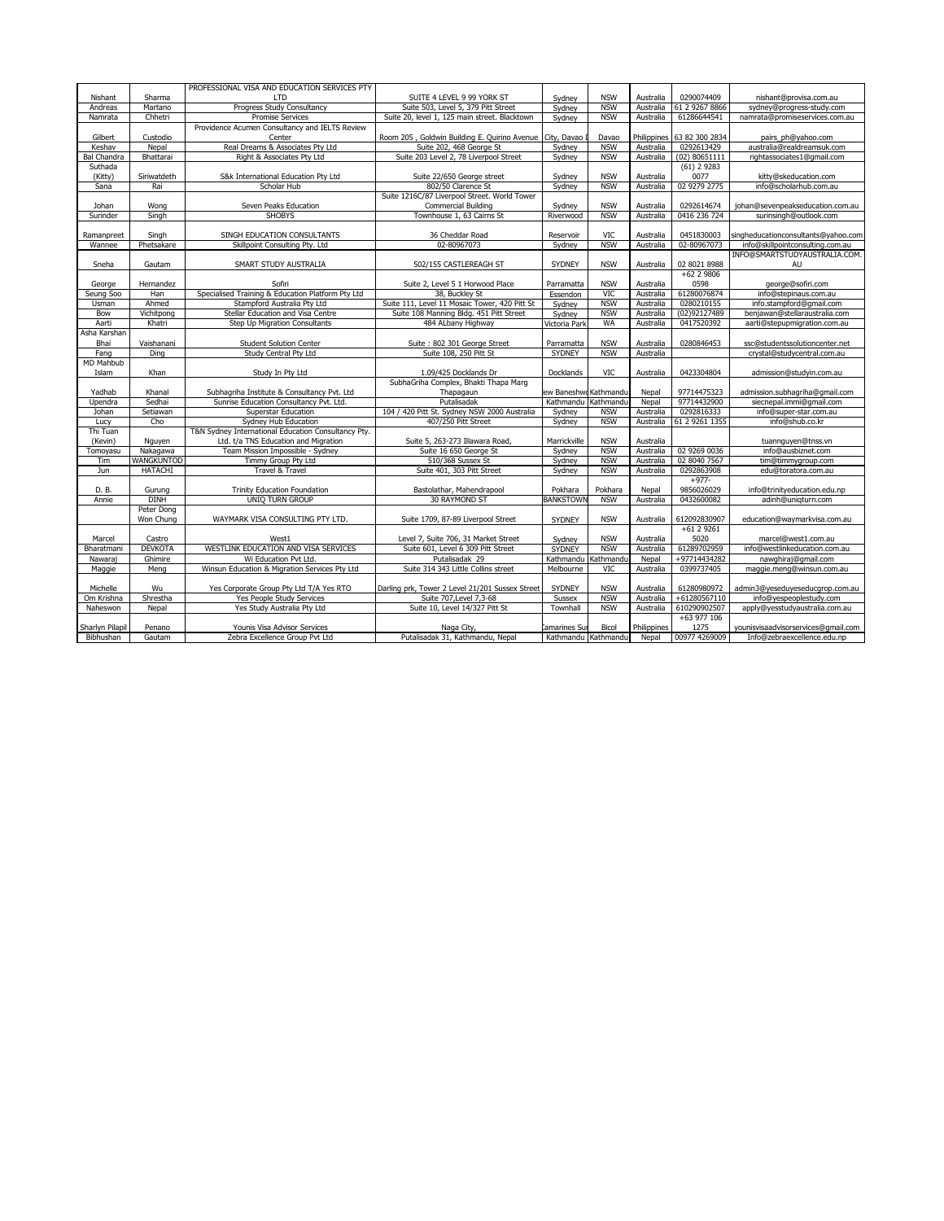| | | | | | | | | |
|---|---|---|---|---|---|---|---|---|
| Nishant | Sharma | PROFESSIONAL VISA AND EDUCATION SERVICES PTY LTD | SUITE 4 LEVEL 9 99 YORK ST | Sydney | NSW | Australia | 0290074409 | nishant@provisa.com.au |
| Andreas | Martano | Progress Study Consultancy | Suite 503, Level 5, 379 Pitt Street | Sydney | NSW | Australia | 61 2 9267 8866 | sydney@progress-study.com |
| Namrata | Chhetri | Promise Services | Suite 20, level 1, 125 main street. Blacktown | Sydney | NSW | Australia | 61286644541 | namrata@promiseservices.com.au |
| Gilbert | Custodio | Providence Acumen Consultancy and IELTS Review Center | Room 205 , Goldwin Building E. Quirino Avenue | City, Davao | Davao | Philippines | 63 82 300 2834 | pairs_ph@yahoo.com |
| Keshav | Nepal | Real Dreams & Associates Pty Ltd | Suite 202, 468 George St | Sydney | NSW | Australia | 0292613429 | australia@realdreamsuk.com |
| Bal Chandra | Bhattarai | Right & Associates Pty Ltd | Suite 203 Level 2, 78 Liverpool Street | Sydney | NSW | Australia | (02) 80651111 | rightassociates1@gmail.com |
| Suthada (Kitty) | Siriwatdeth | S&k International Education Pty Ltd | Suite 22/650 George street | Sydney | NSW | Australia | (61) 2 9283 0077 | kitty@skeducation.com |
| Sana | Rai | Scholar Hub | 802/50 Clarence St | Sydney | NSW | Australia | 02 9279 2775 | info@scholarhub.com.au |
| Johan | Wong | Seven Peaks Education | Suite 1216C/87 Liverpool Street. World Tower Commercial Building | Sydney | NSW | Australia | 0292614674 | johan@sevenpeakseducation.com.au |
| Surinder | Singh | SHOBYS | Townhouse 1, 63 Cairns St | Riverwood | NSW | Australia | 0416 236 724 | surinsingh@outlook.com |
| Ramanpreet | Singh | SINGH EDUCATION CONSULTANTS | 36 Cheddar Road | Reservoir | VIC | Australia | 0451830003 | singheducationconsultants@yahoo.com |
| Wannee | Phetsakare | Skillpoint Consulting Pty. Ltd | 02-80967073 | Sydney | NSW | Australia | 02-80967073 | info@skillpointconsulting.com.au |
| Sneha | Gautam | SMART STUDY AUSTRALIA | 502/155 CASTLEREAGH ST | SYDNEY | NSW | Australia | 02 8021 8988 | INFO@SMARTSTUDYAUSTRALIA.COM.AU |
| George | Hernandez | Sofiri | Suite 2, Level 5 1 Horwood Place | Parramatta | NSW | Australia | +62 2 9806 0598 | george@sofiri.com |
| Seung Soo | Han | Specialised Training & Education Platform Pty Ltd | 38, Buckley St | Essendon | VIC | Australia | 61280076874 | info@stepinaus.com.au |
| Usman | Ahmed | Stampford Australia Pty Ltd | Suite 111, Level 11 Mosaic Tower, 420 Pitt St | Sydney | NSW | Australia | 0280210155 | info.stampford@gmail.com |
| Bow | Vichitpong | Stellar Education and Visa Centre | Suite 108 Manning Bldg. 451 Pitt Street | Sydney | NSW | Australia | (02)92127489 | benjawan@stellaraustralia.com |
| Aarti | Khatri | Step Up Migration Consultants | 484 ALbany Highway | Victoria Park | WA | Australia | 0417520392 | aarti@stepupmigration.com.au |
| Asha Karshan Bhai | Vaishanani | Student Solution Center | Suite : 802 301 George Street | Parramatta | NSW | Australia | 0280846453 | ssc@studentssolutioncenter.net |
| Fang | Ding | Study Central Pty Ltd | Suite 108, 250 Pitt St | SYDNEY | NSW | Australia | | crystal@studycentral.com.au |
| MD Mahbub Islam | Khan | Study In Pty Ltd | 1.09/425 Docklands Dr | Docklands | VIC | Australia | 0423304804 | admission@studyin.com.au |
| Yadhab | Khanal | Subhagriha Institute & Consultancy Pvt. Ltd | SubhaGriha Complex, Bhakti Thapa Marg Thapagaun | ew Baneshwo | Kathmandu | Nepal | 97714475323 | admission.subhagriha@gmail.com |
| Upendra | Sedhai | Sunrise Education Consultancy Pvt. Ltd. | Putalisadak | Kathmandu | Kathmandu | Nepal | 97714432900 | siecnepal.immi@gmail.com |
| Johan | Setiawan | Superstar Education | 104 / 420 Pitt St. Sydney NSW 2000 Australia | Sydney | NSW | Australia | 0292816333 | info@super-star.com.au |
| Lucy | Cho | Sydney Hub Education | 407/250 Pitt Street | Sydney | NSW | Australia | 61 2 9261 1355 | info@shub.co.kr |
| Thi Tuan (Kevin) | Nguyen | T&N Sydney International Education Consultancy Pty. Ltd. t/a TNS Education and Migration | Suite 5, 263-273 Illawara Road, | Marrickville | NSW | Australia | | tuannguyen@tnss.vn |
| Tomoyasu | Nakagawa | Team Mission Impossible - Sydney | Suite 16 650 George St | Sydney | NSW | Australia | 02 9269 0036 | info@ausbiznet.com |
| Tim | WANGKUNTOD | Timmy Group Pty Ltd | 510/368 Sussex St | Sydney | NSW | Australia | 02 8040 7567 | tim@timmygroup.com |
| Jun | HATACHI | Travel & Travel | Suite 401, 303 Pitt Street | Sydney | NSW | Australia | 0292863908 | edu@toratora.com.au |
| D. B. | Gurung | Trinity Education Foundation | Bastolathar, Mahendrapool | Pokhara | Pokhara | Nepal | +977-9856026029 | info@trinityeducation.edu.np |
| Annie | DINH | UNIQ TURN GROUP | 30 RAYMOND ST | BANKSTOWN | NSW | Australia | 0432600082 | adinh@uniqturn.com |
| | Peter Dong Won Chung | WAYMARK VISA CONSULTING PTY LTD. | Suite 1709, 87-89 Liverpool Street | SYDNEY | NSW | Australia | 612092830907 | education@waymarkvisa.com.au |
| Marcel | Castro | West1 | Level 7, Suite 706, 31 Market Street | Sydney | NSW | Australia | +61 2 9261 5020 | marcel@west1.com.au |
| Bharatmani | DEVKOTA | WESTLINK EDUCATION AND VISA SERVICES | Suite 601, Level 6 309 Pitt Street | SYDNEY | NSW | Australia | 61289702959 | info@westlinkeducation.com.au |
| Nawaraj | Ghimire | Wi Education Pvt Ltd. | Putalisadak 29 | Kathmandu | Kathmandu | Nepal | +97714434282 | nawghiraj@gmail.com |
| Maggie | Meng | Winsun Education & Migration Services Pty Ltd | Suite 314 343 Little Collins street | Melbourne | VIC | Australia | 0399737405 | maggie.meng@winsun.com.au |
| Michelle | Wu | Yes Corporate Group Pty Ltd T/A Yes RTO | Darling prk, Tower 2 Level 21/201 Sussex Street | SYDNEY | NSW | Australia | 61280980972 | admin3@yeseduyeseducgrop.com.au |
| Om Krishna | Shrestha | Yes People Study Services | Suite 707,Level 7,3-68 | Sussex | NSW | Australia | +61280567110 | info@yespeoplestudy.com |
| Naheswon | Nepal | Yes Study Australia Pty Ltd | Suite 10, Level 14/327 Pitt St | Townhall | NSW | Australia | 610290902507 | apply@yesstudyaustralia.com.au |
| Sharlyn Pilapil | Penano | Younis Visa Advisor Services | Naga City, | amarines Su | Bicol | Philippines | +63 977 106 1275 | younisvisaadvisorservices@gmail.com |
| Bibhushan | Gautam | Zebra Excellence Group Pvt Ltd | Putalisadak 31, Kathmandu, Nepal | Kathmandu | Kathmandu | Nepal | 00977 4269009 | Info@zebraexcellence.edu.np |